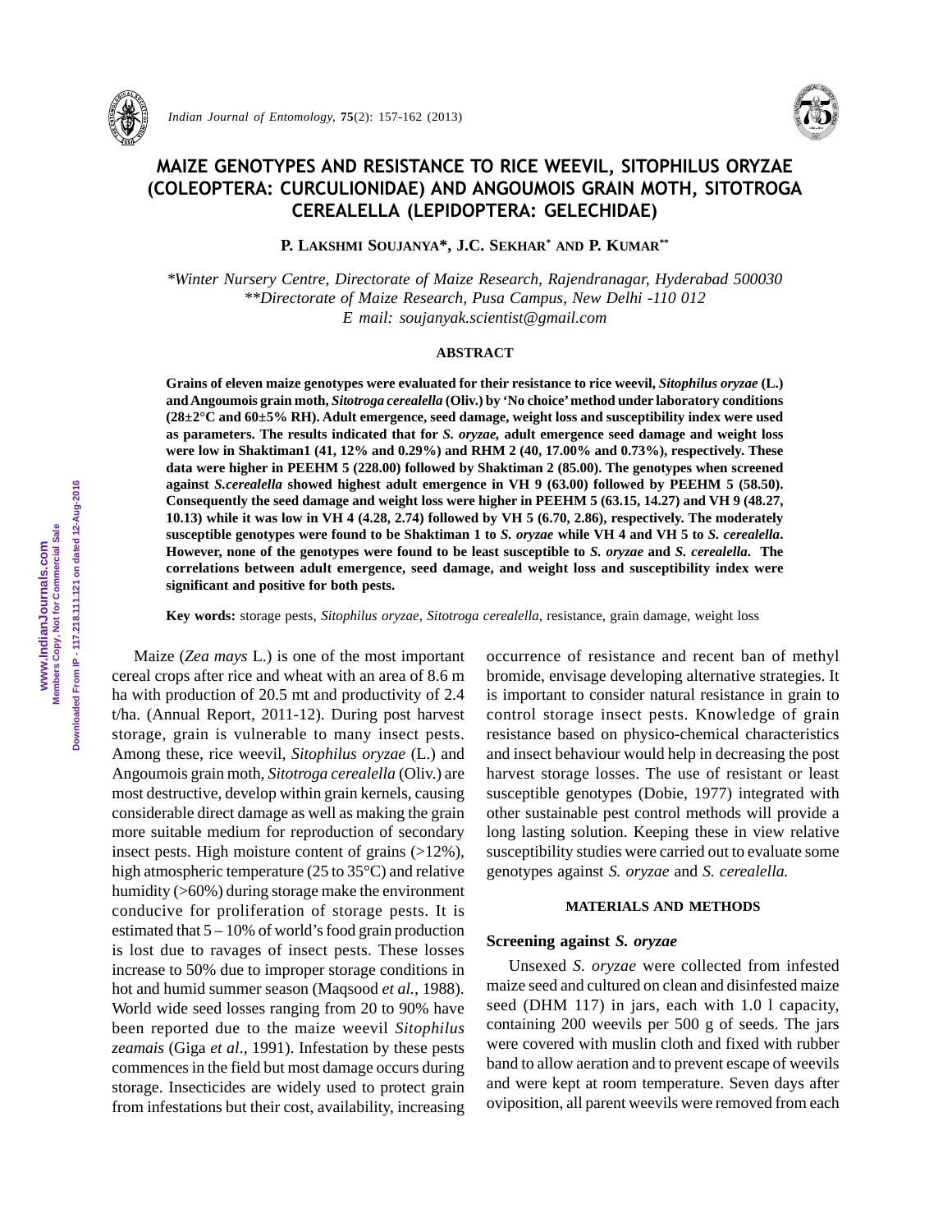# MAIZE GENOTYPES AND RESISTANCE TO RICE WEEVIL, SITOPHILUS ORYZAE (COLEOPTERA: CURCULIONIDAE) AND ANGOUMOIS GRAIN MOTH, SITOTROGA CEREALELLA (LEPIDOPTERA: GELECHIDAE)

**P. Lakshmi Soujanya\*, J.C. Sekhar\* and P. Kumar\*\***

*\*Winter Nursery Centre, Directorate of Maize Research, Rajendranagar, Hyderabad 500030*
*\*\*Directorate of Maize Research, Pusa Campus, New Delhi -110 012*
*E mail: soujanyak.scientist@gmail.com*

## ABSTRACT

**Grains of eleven maize genotypes were evaluated for their resistance to rice weevil, *Sitophilus oryzae* (L.) and Angoumois grain moth, *Sitotroga cerealella* (Oliv.) by 'No choice' method under laboratory conditions (28±2°C and 60±5% RH). Adult emergence, seed damage, weight loss and susceptibility index were used as parameters. The results indicated that for *S. oryzae*, adult emergence seed damage and weight loss were low in Shaktiman1 (41, 12% and 0.29%) and RHM 2 (40, 17.00% and 0.73%), respectively. These data were higher in PEEHM 5 (228.00) followed by Shaktiman 2 (85.00). The genotypes when screened against *S.cerealella* showed highest adult emergence in VH 9 (63.00) followed by PEEHM 5 (58.50). Consequently the seed damage and weight loss were higher in PEEHM 5 (63.15, 14.27) and VH 9 (48.27, 10.13) while it was low in VH 4 (4.28, 2.74) followed by VH 5 (6.70, 2.86), respectively. The moderately susceptible genotypes were found to be Shaktiman 1 to *S. oryzae* while VH 4 and VH 5 to *S. cerealella*. However, none of the genotypes were found to be least susceptible to *S. oryzae* and *S. cerealella*. The correlations between adult emergence, seed damage, and weight loss and susceptibility index were significant and positive for both pests.**

**Key words:** storage pests, *Sitophilus oryzae*, *Sitotroga cerealella*, resistance, grain damage, weight loss

Maize (*Zea mays* L.) is one of the most important cereal crops after rice and wheat with an area of 8.6 m ha with production of 20.5 mt and productivity of 2.4 t/ha. (Annual Report, 2011-12). During post harvest storage, grain is vulnerable to many insect pests. Among these, rice weevil, *Sitophilus oryzae* (L.) and Angoumois grain moth, *Sitotroga cerealella* (Oliv.) are most destructive, develop within grain kernels, causing considerable direct damage as well as making the grain more suitable medium for reproduction of secondary insect pests. High moisture content of grains (>12%), high atmospheric temperature (25 to 35°C) and relative humidity (>60%) during storage make the environment conducive for proliferation of storage pests. It is estimated that 5 – 10% of world's food grain production is lost due to ravages of insect pests. These losses increase to 50% due to improper storage conditions in hot and humid summer season (Maqsood *et al.,* 1988). World wide seed losses ranging from 20 to 90% have been reported due to the maize weevil *Sitophilus zeamais* (Giga *et al*., 1991). Infestation by these pests commences in the field but most damage occurs during storage. Insecticides are widely used to protect grain from infestations but their cost, availability, increasing occurrence of resistance and recent ban of methyl bromide, envisage developing alternative strategies. It is important to consider natural resistance in grain to control storage insect pests. Knowledge of grain resistance based on physico-chemical characteristics and insect behaviour would help in decreasing the post harvest storage losses. The use of resistant or least susceptible genotypes (Dobie, 1977) integrated with other sustainable pest control methods will provide a long lasting solution. Keeping these in view relative susceptibility studies were carried out to evaluate some genotypes against *S. oryzae* and *S. cerealella.*

## MATERIALS AND METHODS

### Screening against *S. oryzae*

Unsexed *S. oryzae* were collected from infested maize seed and cultured on clean and disinfested maize seed (DHM 117) in jars, each with 1.0 l capacity, containing 200 weevils per 500 g of seeds. The jars were covered with muslin cloth and fixed with rubber band to allow aeration and to prevent escape of weevils and were kept at room temperature. Seven days after oviposition, all parent weevils were removed from each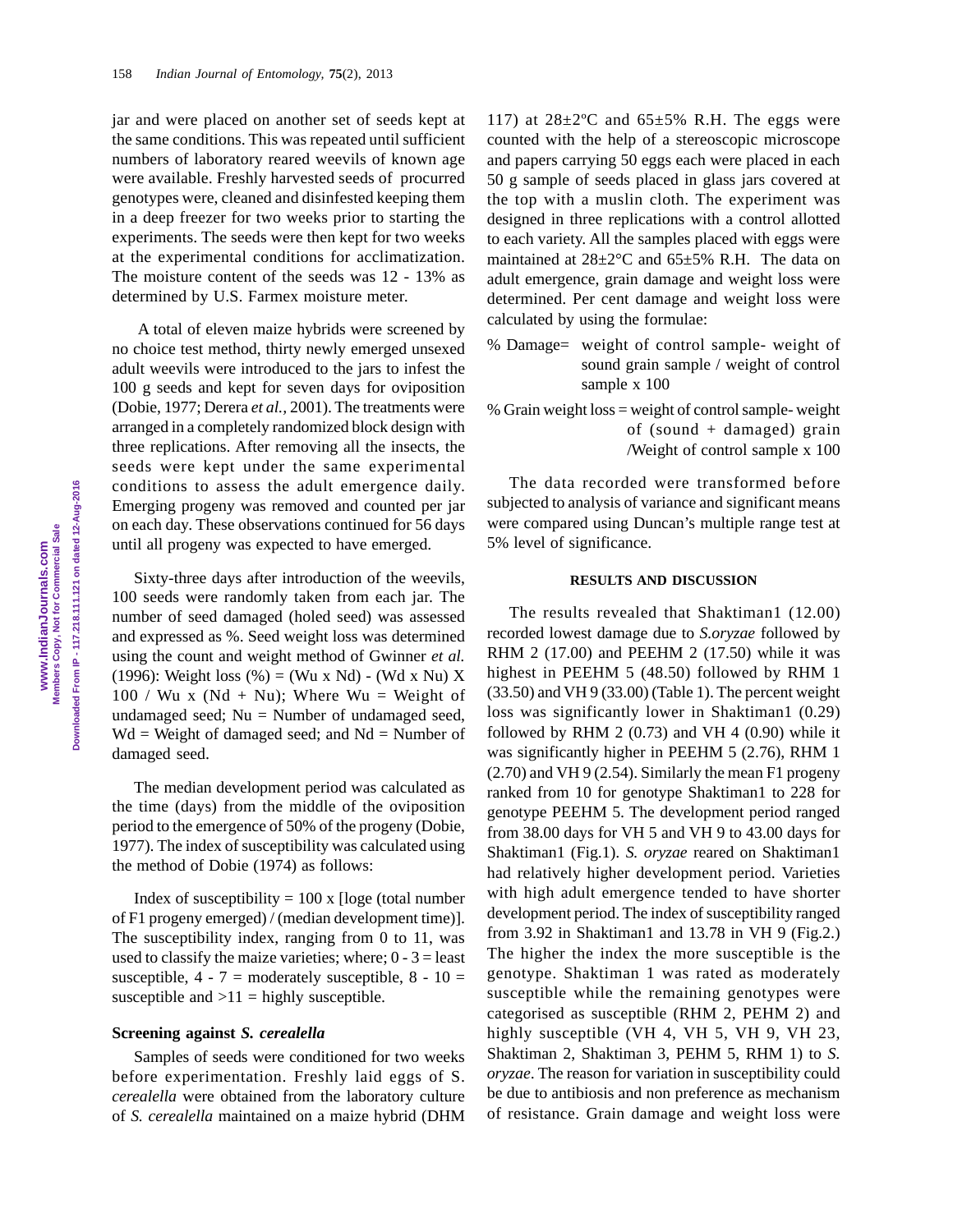jar and were placed on another set of seeds kept at the same conditions. This was repeated until sufficient numbers of laboratory reared weevils of known age were available. Freshly harvested seeds of procurred genotypes were, cleaned and disinfested keeping them in a deep freezer for two weeks prior to starting the experiments. The seeds were then kept for two weeks at the experimental conditions for acclimatization. The moisture content of the seeds was 12 - 13% as determined by U.S. Farmex moisture meter.

A total of eleven maize hybrids were screened by no choice test method, thirty newly emerged unsexed adult weevils were introduced to the jars to infest the 100 g seeds and kept for seven days for oviposition (Dobie, 1977; Derera *et al.,* 2001). The treatments were arranged in a completely randomized block design with three replications. After removing all the insects, the seeds were kept under the same experimental conditions to assess the adult emergence daily. Emerging progeny was removed and counted per jar on each day. These observations continued for 56 days until all progeny was expected to have emerged.

Sixty-three days after introduction of the weevils, 100 seeds were randomly taken from each jar. The number of seed damaged (holed seed) was assessed and expressed as %. Seed weight loss was determined using the count and weight method of Gwinner *et al.* (1996): Weight loss (%) = (Wu x Nd) - (Wd x Nu) X 100 / Wu x (Nd + Nu); Where Wu = Weight of undamaged seed; Nu = Number of undamaged seed, Wd = Weight of damaged seed; and Nd = Number of damaged seed.

The median development period was calculated as the time (days) from the middle of the oviposition period to the emergence of 50% of the progeny (Dobie, 1977). The index of susceptibility was calculated using the method of Dobie (1974) as follows:

Index of susceptibility = 100 x [loge (total number of F1 progeny emerged) / (median development time)]. The susceptibility index, ranging from 0 to 11, was used to classify the maize varieties; where; 0 - 3 = least susceptible, 4 - 7 = moderately susceptible, 8 - 10 = susceptible and >11 = highly susceptible.

### Screening against *S. cerealella*

Samples of seeds were conditioned for two weeks before experimentation. Freshly laid eggs of S. *cerealella* were obtained from the laboratory culture of *S. cerealella* maintained on a maize hybrid (DHM 117) at 28±2ºC and 65±5% R.H. The eggs were counted with the help of a stereoscopic microscope and papers carrying 50 eggs each were placed in each 50 g sample of seeds placed in glass jars covered at the top with a muslin cloth. The experiment was designed in three replications with a control allotted to each variety. All the samples placed with eggs were maintained at 28±2°C and 65±5% R.H. The data on adult emergence, grain damage and weight loss were determined. Per cent damage and weight loss were calculated by using the formulae:

% Damage= weight of control sample- weight of sound grain sample / weight of control sample x 100

% Grain weight loss = weight of control sample- weight of (sound + damaged) grain /Weight of control sample x 100

The data recorded were transformed before subjected to analysis of variance and significant means were compared using Duncan's multiple range test at 5% level of significance.

## RESULTS AND DISCUSSION

The results revealed that Shaktiman1 (12.00) recorded lowest damage due to *S.oryzae* followed by RHM 2 (17.00) and PEEHM 2 (17.50) while it was highest in PEEHM 5 (48.50) followed by RHM 1 (33.50) and VH 9 (33.00) (Table 1). The percent weight loss was significantly lower in Shaktiman1 (0.29) followed by RHM 2 (0.73) and VH 4 (0.90) while it was significantly higher in PEEHM 5 (2.76), RHM 1 (2.70) and VH 9 (2.54). Similarly the mean F1 progeny ranked from 10 for genotype Shaktiman1 to 228 for genotype PEEHM 5. The development period ranged from 38.00 days for VH 5 and VH 9 to 43.00 days for Shaktiman1 (Fig.1). *S. oryzae* reared on Shaktiman1 had relatively higher development period. Varieties with high adult emergence tended to have shorter development period. The index of susceptibility ranged from 3.92 in Shaktiman1 and 13.78 in VH 9 (Fig.2.) The higher the index the more susceptible is the genotype. Shaktiman 1 was rated as moderately susceptible while the remaining genotypes were categorised as susceptible (RHM 2, PEHM 2) and highly susceptible (VH 4, VH 5, VH 9, VH 23, Shaktiman 2, Shaktiman 3, PEHM 5, RHM 1) to *S. oryzae*. The reason for variation in susceptibility could be due to antibiosis and non preference as mechanism of resistance. Grain damage and weight loss were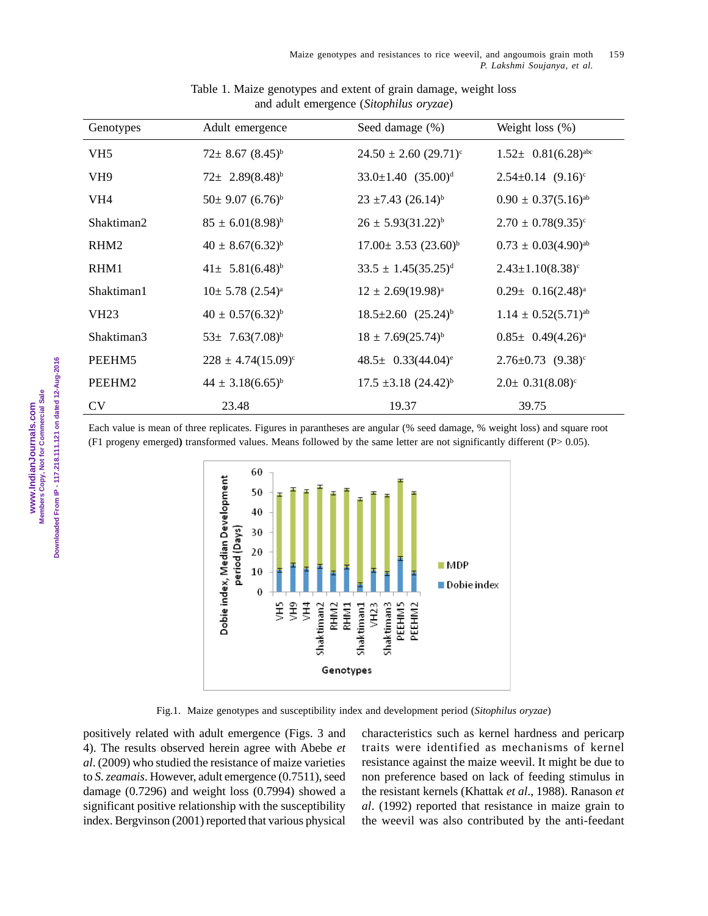Table 1. Maize genotypes and extent of grain damage, weight loss and adult emergence (*Sitophilus oryzae*)

| Genotypes | Adult emergence | Seed damage (%) | Weight loss (%) |
|---|---|---|---|
| VH5 | 72± 8.67 (8.45)[b] | 24.50 ± 2.60 (29.71)[c] | 1.52± 0.81(6.28)[abc] |
| VH9 | 72± 2.89(8.48)[b] | 33.0±1.40 (35.00)[d] | 2.54±0.14 (9.16)[c] |
| VH4 | 50± 9.07 (6.76)[b] | 23 ±7.43 (26.14)[b] | 0.90 ± 0.37(5.16)[ab] |
| Shaktiman2 | 85 ± 6.01(8.98)[b] | 26 ± 5.93(31.22)[b] | 2.70 ± 0.78(9.35)[c] |
| RHM2 | 40 ± 8.67(6.32)[b] | 17.00± 3.53 (23.60)[b] | 0.73 ± 0.03(4.90)[ab] |
| RHM1 | 41± 5.81(6.48)[b] | 33.5 ± 1.45(35.25)[d] | 2.43±1.10(8.38)[c] |
| Shaktiman1 | 10± 5.78 (2.54)[a] | 12 ± 2.69(19.98)[a] | 0.29± 0.16(2.48)[a] |
| VH23 | 40 ± 0.57(6.32)[b] | 18.5±2.60 (25.24)[b] | 1.14 ± 0.52(5.71)[ab] |
| Shaktiman3 | 53± 7.63(7.08)[b] | 18 ± 7.69(25.74)[b] | 0.85± 0.49(4.26)[a] |
| PEEHM5 | 228 ± 4.74(15.09)[c] | 48.5± 0.33(44.04)[e] | 2.76±0.73 (9.38)[c] |
| PEEHM2 | 44 ± 3.18(6.65)[b] | 17.5 ±3.18 (24.42)[b] | 2.0± 0.31(8.08)[c] |
| CV | 23.48 | 19.37 | 39.75 |

Each value is mean of three replicates. Figures in parantheses are angular (% seed damage, % weight loss) and square root (F1 progeny emerged) transformed values. Means followed by the same letter are not significantly different (P> 0.05).

Fig.1. Maize genotypes and susceptibility index and development period (*Sitophilus oryzae*)

positively related with adult emergence (Figs. 3 and 4). The results observed herein agree with Abebe *et al*. (2009) who studied the resistance of maize varieties to *S. zeamais*. However, adult emergence (0.7511), seed damage (0.7296) and weight loss (0.7994) showed a significant positive relationship with the susceptibility index. Bergvinson (2001) reported that various physical characteristics such as kernel hardness and pericarp traits were identified as mechanisms of kernel resistance against the maize weevil. It might be due to non preference based on lack of feeding stimulus in the resistant kernels (Khattak *et al*., 1988). Ranason *et al*. (1992) reported that resistance in maize grain to the weevil was also contributed by the anti-feedant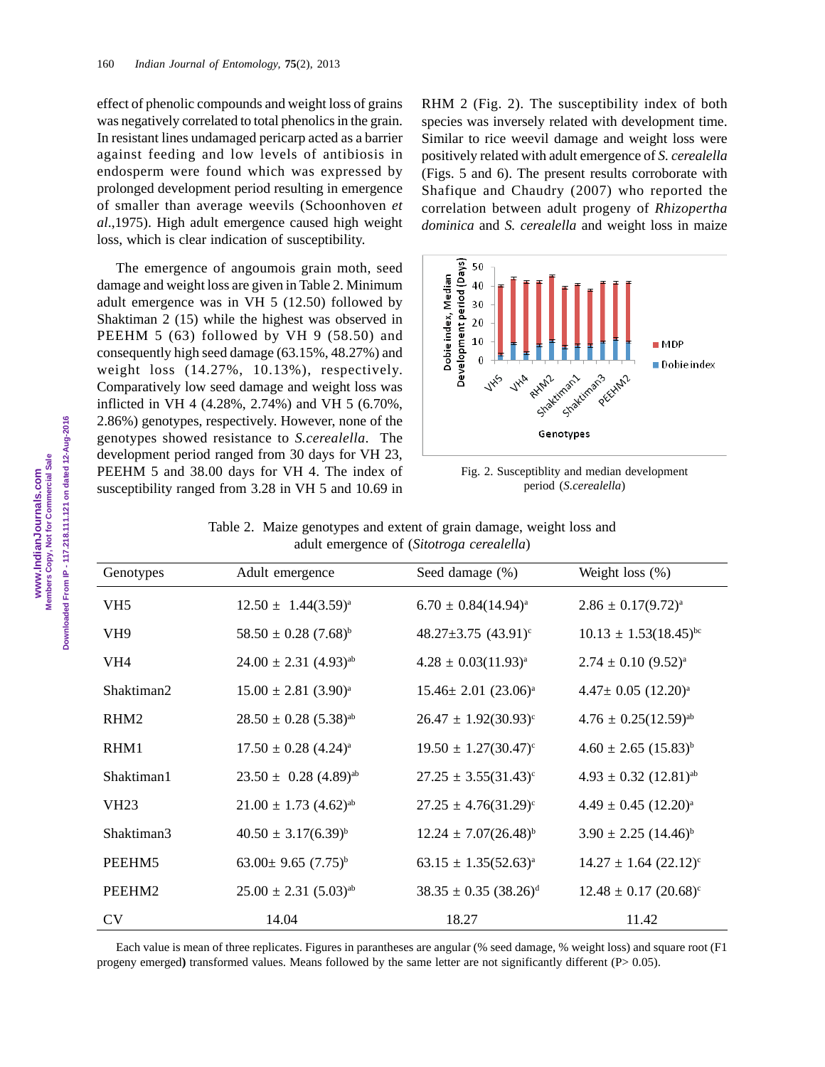effect of phenolic compounds and weight loss of grains was negatively correlated to total phenolics in the grain. In resistant lines undamaged pericarp acted as a barrier against feeding and low levels of antibiosis in endosperm were found which was expressed by prolonged development period resulting in emergence of smaller than average weevils (Schoonhoven *et al*.,1975). High adult emergence caused high weight loss, which is clear indication of susceptibility.

The emergence of angoumois grain moth, seed damage and weight loss are given in Table 2. Minimum adult emergence was in VH 5 (12.50) followed by Shaktiman 2 (15) while the highest was observed in PEEHM 5 (63) followed by VH 9 (58.50) and consequently high seed damage (63.15%, 48.27%) and weight loss (14.27%, 10.13%), respectively. Comparatively low seed damage and weight loss was inflicted in VH 4 (4.28%, 2.74%) and VH 5 (6.70%, 2.86%) genotypes, respectively. However, none of the genotypes showed resistance to *S.cerealella*. The development period ranged from 30 days for VH 23, PEEHM 5 and 38.00 days for VH 4. The index of susceptibility ranged from 3.28 in VH 5 and 10.69 in RHM 2 (Fig. 2). The susceptibility index of both species was inversely related with development time. Similar to rice weevil damage and weight loss were positively related with adult emergence of *S. cerealella* (Figs. 5 and 6). The present results corroborate with Shafique and Chaudry (2007) who reported the correlation between adult progeny of *Rhizopertha dominica* and *S. cerealella* and weight loss in maize

Fig. 2. Susceptiblity and median development period (*S.cerealella*)

Table 2. Maize genotypes and extent of grain damage, weight loss and adult emergence of (*Sitotroga cerealella*)

| Genotypes | Adult emergence | Seed damage (%) | Weight loss (%) |
|---|---|---|---|
| VH5 | 12.50 ± 1.44(3.59)[a] | 6.70 ± 0.84(14.94)[a] | 2.86 ± 0.17(9.72)[a] |
| VH9 | 58.50 ± 0.28 (7.68)[b] | 48.27±3.75 (43.91)[c] | 10.13 ± 1.53(18.45)[bc] |
| VH4 | 24.00 ± 2.31 (4.93)[ab] | 4.28 ± 0.03(11.93)[a] | 2.74 ± 0.10 (9.52)[a] |
| Shaktiman2 | 15.00 ± 2.81 (3.90)[a] | 15.46± 2.01 (23.06)[a] | 4.47± 0.05 (12.20)[a] |
| RHM2 | 28.50 ± 0.28 (5.38)[ab] | 26.47 ± 1.92(30.93)[c] | 4.76 ± 0.25(12.59)[ab] |
| RHM1 | 17.50 ± 0.28 (4.24)[a] | 19.50 ± 1.27(30.47)[c] | 4.60 ± 2.65 (15.83)[b] |
| Shaktiman1 | 23.50 ± 0.28 (4.89)[ab] | 27.25 ± 3.55(31.43)[c] | 4.93 ± 0.32 (12.81)[ab] |
| VH23 | 21.00 ± 1.73 (4.62)[ab] | 27.25 ± 4.76(31.29)[c] | 4.49 ± 0.45 (12.20)[a] |
| Shaktiman3 | 40.50 ± 3.17(6.39)[b] | 12.24 ± 7.07(26.48)[b] | 3.90 ± 2.25 (14.46)[b] |
| PEEHM5 | 63.00± 9.65 (7.75)[b] | 63.15 ± 1.35(52.63)[a] | 14.27 ± 1.64 (22.12)[c] |
| PEEHM2 | 25.00 ± 2.31 (5.03)[ab] | 38.35 ± 0.35 (38.26)[d] | 12.48 ± 0.17 (20.68)[c] |
| CV | 14.04 | 18.27 | 11.42 |

Each value is mean of three replicates. Figures in parantheses are angular (% seed damage, % weight loss) and square root (F1 progeny emerged**)** transformed values. Means followed by the same letter are not significantly different (P> 0.05).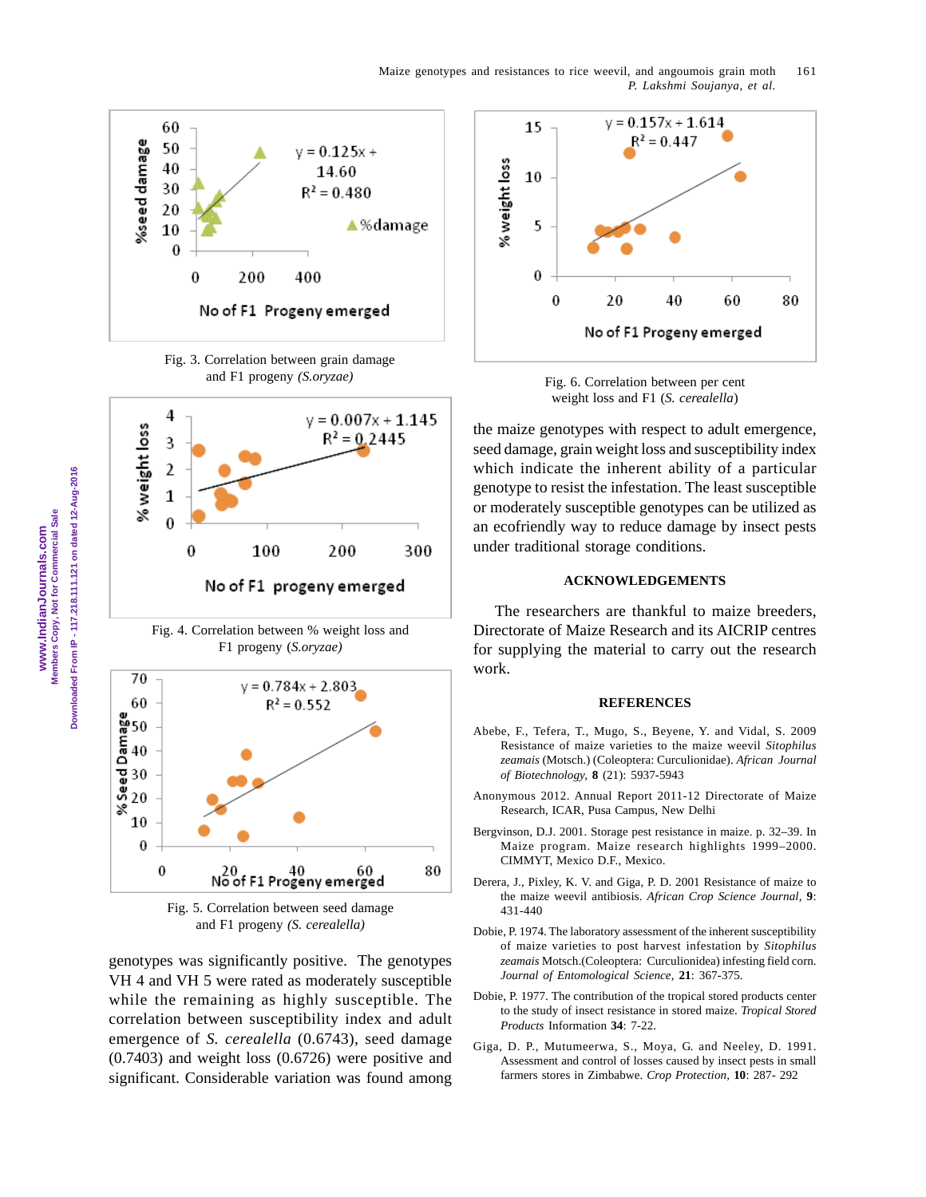Fig. 3. Correlation between grain damage and F1 progeny *(S.oryzae)*

Fig. 4. Correlation between % weight loss and F1 progeny *(S.oryzae)*

Fig. 5. Correlation between seed damage and F1 progeny *(S. cerealella)*

genotypes was significantly positive. The genotypes VH 4 and VH 5 were rated as moderately susceptible while the remaining as highly susceptible. The correlation between susceptibility index and adult emergence of *S. cerealella* (0.6743), seed damage (0.7403) and weight loss (0.6726) were positive and significant. Considerable variation was found among the maize genotypes with respect to adult emergence, seed damage, grain weight loss and susceptibility index which indicate the inherent ability of a particular genotype to resist the infestation. The least susceptible or moderately susceptible genotypes can be utilized as an ecofriendly way to reduce damage by insect pests under traditional storage conditions.

Fig. 6. Correlation between per cent weight loss and F1 (*S. cerealella*)

## ACKNOWLEDGEMENTS

The researchers are thankful to maize breeders, Directorate of Maize Research and its AICRIP centres for supplying the material to carry out the research work.

## REFERENCES

Abebe, F., Tefera, T., Mugo, S., Beyene, Y. and Vidal, S. 2009 Resistance of maize varieties to the maize weevil *Sitophilus zeamais* (Motsch.) (Coleoptera: Curculionidae). *African Journal of Biotechnology*, **8** (21): 5937-5943

Anonymous 2012. Annual Report 2011-12 Directorate of Maize Research, ICAR, Pusa Campus, New Delhi

Bergvinson, D.J. 2001. Storage pest resistance in maize. p. 32–39. In Maize program. Maize research highlights 1999–2000. CIMMYT, Mexico D.F., Mexico.

Derera, J., Pixley, K. V. and Giga, P. D. 2001 Resistance of maize to the maize weevil antibiosis. *African Crop Science Journal*, **9**: 431-440

Dobie, P. 1974. The laboratory assessment of the inherent susceptibility of maize varieties to post harvest infestation by *Sitophilus zeamais* Motsch.(Coleoptera: Curculionidea) infesting field corn. *Journal of Entomological Science*, **21**: 367-375.

Dobie, P. 1977. The contribution of the tropical stored products center to the study of insect resistance in stored maize. *Tropical Stored Products* Information **34**: 7-22.

Giga, D. P., Mutumeerwa, S., Moya, G. and Neeley, D. 1991. Assessment and control of losses caused by insect pests in small farmers stores in Zimbabwe. *Crop Protection*, **10**: 287- 292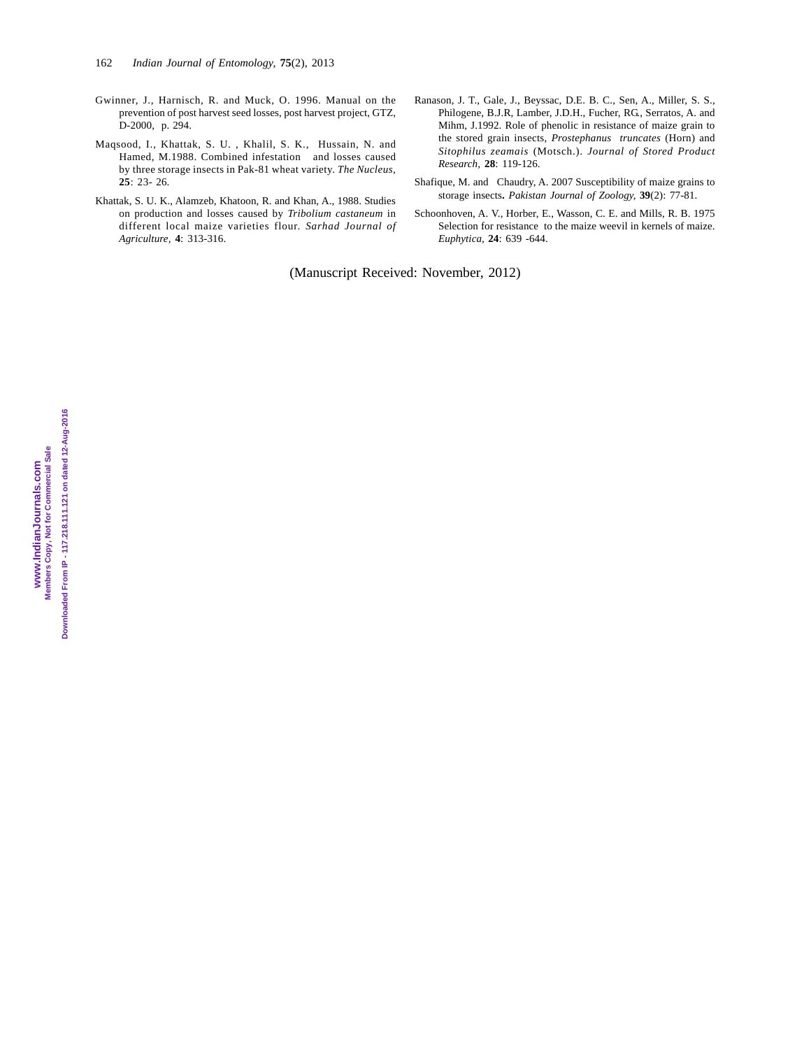Gwinner, J., Harnisch, R. and Muck, O. 1996. Manual on the prevention of post harvest seed losses, post harvest project, GTZ, D-2000, p. 294.

Maqsood, I., Khattak, S. U. , Khalil, S. K., Hussain, N. and Hamed, M.1988. Combined infestation and losses caused by three storage insects in Pak-81 wheat variety. *The Nucleus*, **25**: 23- 26.

Khattak, S. U. K., Alamzeb, Khatoon, R. and Khan, A., 1988. Studies on production and losses caused by *Tribolium castaneum* in different local maize varieties flour. *Sarhad Journal of Agriculture*, **4**: 313-316.

Ranason, J. T., Gale, J., Beyssac, D.E. B. C., Sen, A., Miller, S. S., Philogene, B.J.R, Lamber, J.D.H., Fucher, RG., Serratos, A. and Mihm, J.1992. Role of phenolic in resistance of maize grain to the stored grain insects, *Prostephanus truncates* (Horn) and *Sitophilus zeamais* (Motsch.). *Journal of Stored Product Research*, **28**: 119-126.

Shafique, M. and Chaudry, A. 2007 Susceptibility of maize grains to storage insects**.** *Pakistan Journal of Zoology*, **39**(2): 77-81.

Schoonhoven, A. V., Horber, E., Wasson, C. E. and Mills, R. B. 1975 Selection for resistance to the maize weevil in kernels of maize. *Euphytica*, **24**: 639 -644.

(Manuscript Received: November, 2012)